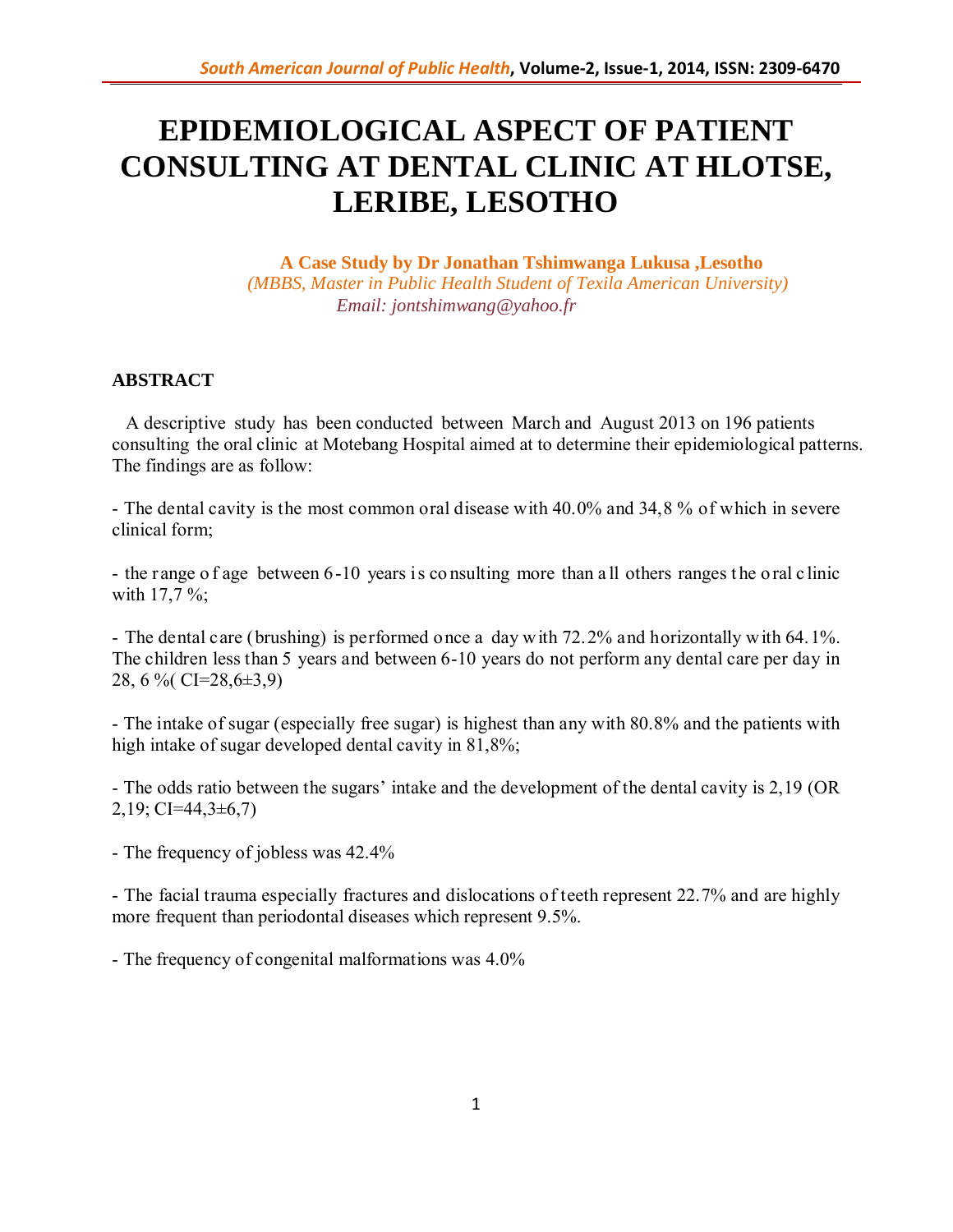# EPIDEMIOLOGICAL ASPECT OF PATIENT CONSULTING AT DENTAL CLINIC AT HLOTSE, LERIBE, LESOTHO

**A Case Study by Dr Jonathan Tshimwanga Lukusa ,Lesotho**

*(MBBS, Master in Public Health Student of Texila American University)*

*Email: jontshimwang@yahoo.fr*

## ABSTRACT

A descriptive study has been conducted between March and August 2013 on 196 patients consulting the oral clinic at Motebang Hospital aimed at to determine their epidemiological patterns. The findings are as follow:

- The dental cavity is the most common oral disease with 40.0% and 34,8 % of which in severe clinical form;

- the range of age between 6-10 years is consulting more than all others ranges the oral clinic with 17,7 %;

- The dental care (brushing) is performed once a day with 72.2% and horizontally with 64.1%. The children less than 5 years and between 6-10 years do not perform any dental care per day in 28, 6 %( CI=28,6±3,9)

- The intake of sugar (especially free sugar) is highest than any with 80.8% and the patients with high intake of sugar developed dental cavity in 81,8%;

- The odds ratio between the sugars' intake and the development of the dental cavity is 2,19 (OR 2,19; CI=44,3±6,7)

- The frequency of jobless was 42.4%

- The facial trauma especially fractures and dislocations of teeth represent 22.7% and are highly more frequent than periodontal diseases which represent 9.5%.

- The frequency of congenital malformations was 4.0%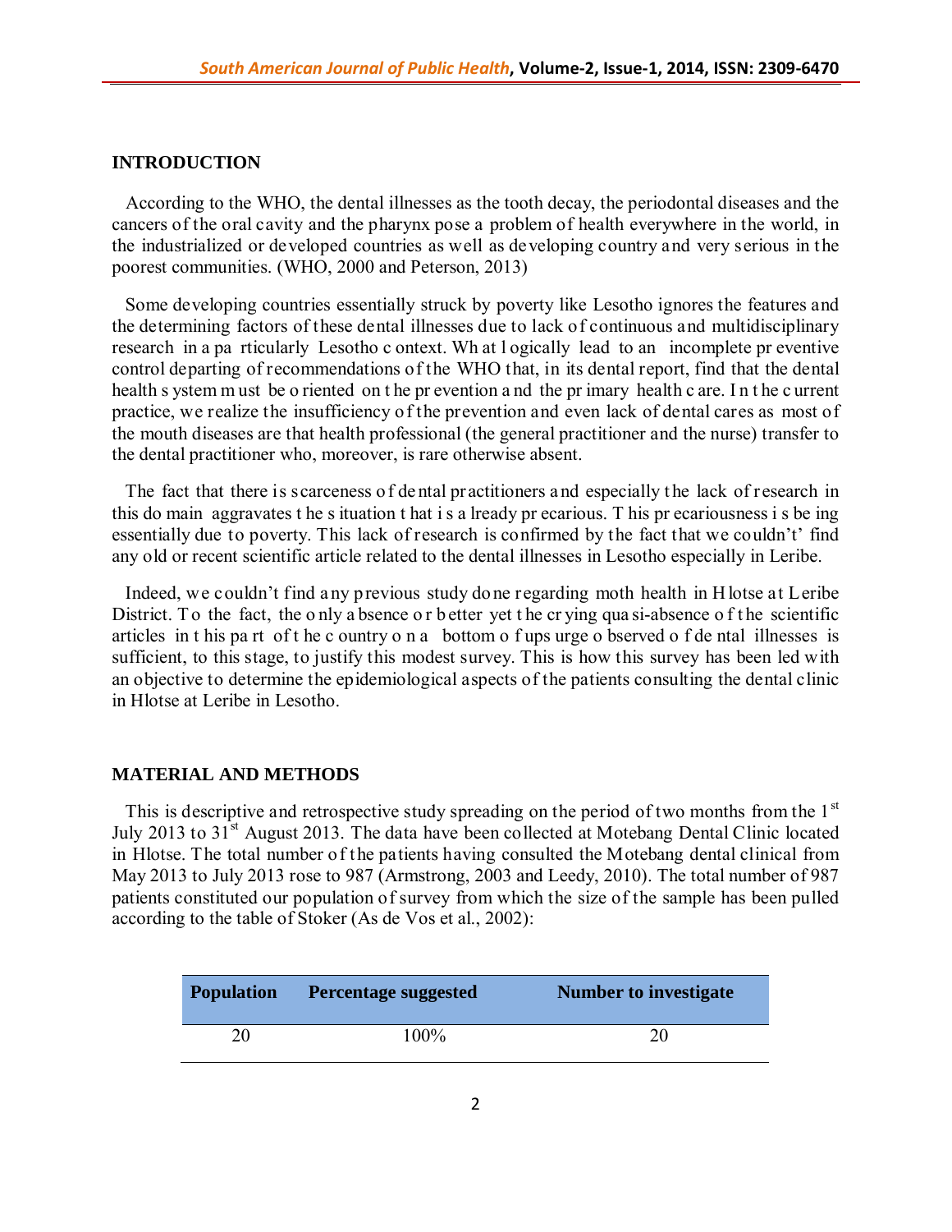## INTRODUCTION

According to the WHO, the dental illnesses as the tooth decay, the periodontal diseases and the cancers of the oral cavity and the pharynx pose a problem of health everywhere in the world, in the industrialized or developed countries as well as developing country and very serious in the poorest communities. (WHO, 2000 and Peterson, 2013)

Some developing countries essentially struck by poverty like Lesotho ignores the features and the determining factors of these dental illnesses due to lack of continuous and multidisciplinary research in a particularly Lesotho context. What logically lead to an incomplete preventive control departing of recommendations of the WHO that, in its dental report, find that the dental health system must be oriented on the prevention and the primary health care. In the current practice, we realize the insufficiency of the prevention and even lack of dental cares as most of the mouth diseases are that health professional (the general practitioner and the nurse) transfer to the dental practitioner who, moreover, is rare otherwise absent.

The fact that there is scarceness of dental practitioners and especially the lack of research in this domain aggravates the situation that is already precarious. This precariousness is being essentially due to poverty. This lack of research is confirmed by the fact that we couldn't' find any old or recent scientific article related to the dental illnesses in Lesotho especially in Leribe.

Indeed, we couldn't find any previous study done regarding moth health in Hlotse at Leribe District. To the fact, the only absence or better yet the crying quasi-absence of the scientific articles in this part of the country on a bottom of upsurge observed of dental illnesses is sufficient, to this stage, to justify this modest survey. This is how this survey has been led with an objective to determine the epidemiological aspects of the patients consulting the dental clinic in Hlotse at Leribe in Lesotho.

## MATERIAL AND METHODS

This is descriptive and retrospective study spreading on the period of two months from the 1st July 2013 to 31st August 2013. The data have been collected at Motebang Dental Clinic located in Hlotse. The total number of the patients having consulted the Motebang dental clinical from May 2013 to July 2013 rose to 987 (Armstrong, 2003 and Leedy, 2010). The total number of 987 patients constituted our population of survey from which the size of the sample has been pulled according to the table of Stoker (As de Vos et al., 2002):

| Population | Percentage suggested | Number to investigate |
|---|---|---|
| 20 | 100% | 20 |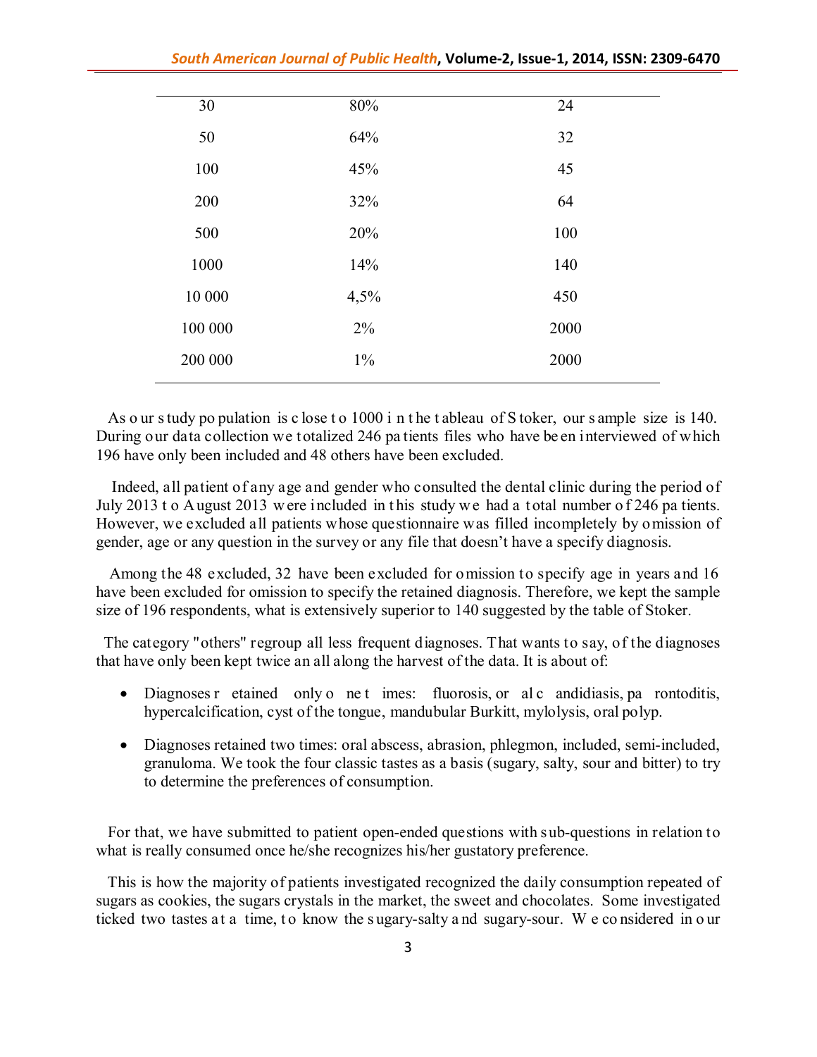| | | |
|---|---|---|
| 30 | 80% | 24 |
| 50 | 64% | 32 |
| 100 | 45% | 45 |
| 200 | 32% | 64 |
| 500 | 20% | 100 |
| 1000 | 14% | 140 |
| 10 000 | 4,5% | 450 |
| 100 000 | 2% | 2000 |
| 200 000 | 1% | 2000 |

As our study population is close to 1000 in the tableau of Stoker, our sample size is 140. During our data collection we totalized 246 patients files who have been interviewed of which 196 have only been included and 48 others have been excluded.

Indeed, all patient of any age and gender who consulted the dental clinic during the period of July 2013 to August 2013 were included in this study we had a total number of 246 patients. However, we excluded all patients whose questionnaire was filled incompletely by omission of gender, age or any question in the survey or any file that doesn't have a specify diagnosis.

Among the 48 excluded, 32 have been excluded for omission to specify age in years and 16 have been excluded for omission to specify the retained diagnosis. Therefore, we kept the sample size of 196 respondents, what is extensively superior to 140 suggested by the table of Stoker.

The category "others" regroup all less frequent diagnoses. That wants to say, of the diagnoses that have only been kept twice an all along the harvest of the data. It is about of:

- Diagnoses retained only one times: fluorosis, oral candidiasis, parontoditis, hypercalcification, cyst of the tongue, mandubular Burkitt, mylolysis, oral polyp.
- Diagnoses retained two times: oral abscess, abrasion, phlegmon, included, semi-included, granuloma. We took the four classic tastes as a basis (sugary, salty, sour and bitter) to try to determine the preferences of consumption.

For that, we have submitted to patient open-ended questions with sub-questions in relation to what is really consumed once he/she recognizes his/her gustatory preference.

This is how the majority of patients investigated recognized the daily consumption repeated of sugars as cookies, the sugars crystals in the market, the sweet and chocolates. Some investigated ticked two tastes at a time, to know the sugary-salty and sugary-sour. We considered in our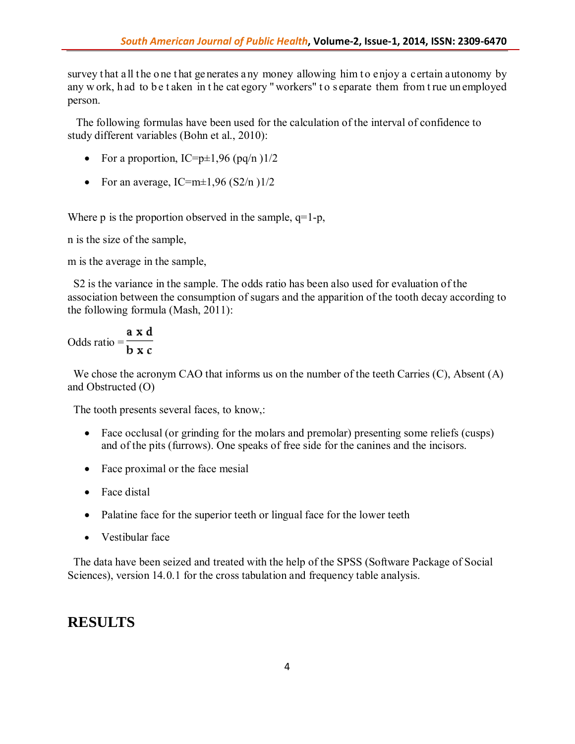survey that all the one that generates any money allowing him to enjoy a certain autonomy by any work, had to be taken in the category "workers" to separate them from true unemployed person.

The following formulas have been used for the calculation of the interval of confidence to study different variables (Bohn et al., 2010):

- For a proportion, IC=p±1,96 (pq/n )1/2
- For an average, IC=m±1,96 (S2/n )1/2

Where p is the proportion observed in the sample, q=1-p,

n is the size of the sample,

m is the average in the sample,

S2 is the variance in the sample. The odds ratio has been also used for evaluation of the association between the consumption of sugars and the apparition of the tooth decay according to the following formula (Mash, 2011):

$$\text{Odds ratio} = \frac{\mathbf{a \times d}}{\mathbf{b \times c}}$$

We chose the acronym CAO that informs us on the number of the teeth Carries (C), Absent (A) and Obstructed (O)

The tooth presents several faces, to know,:

- Face occlusal (or grinding for the molars and premolar) presenting some reliefs (cusps) and of the pits (furrows). One speaks of free side for the canines and the incisors.
- Face proximal or the face mesial
- Face distal
- Palatine face for the superior teeth or lingual face for the lower teeth
- Vestibular face

The data have been seized and treated with the help of the SPSS (Software Package of Social Sciences), version 14.0.1 for the cross tabulation and frequency table analysis.

# RESULTS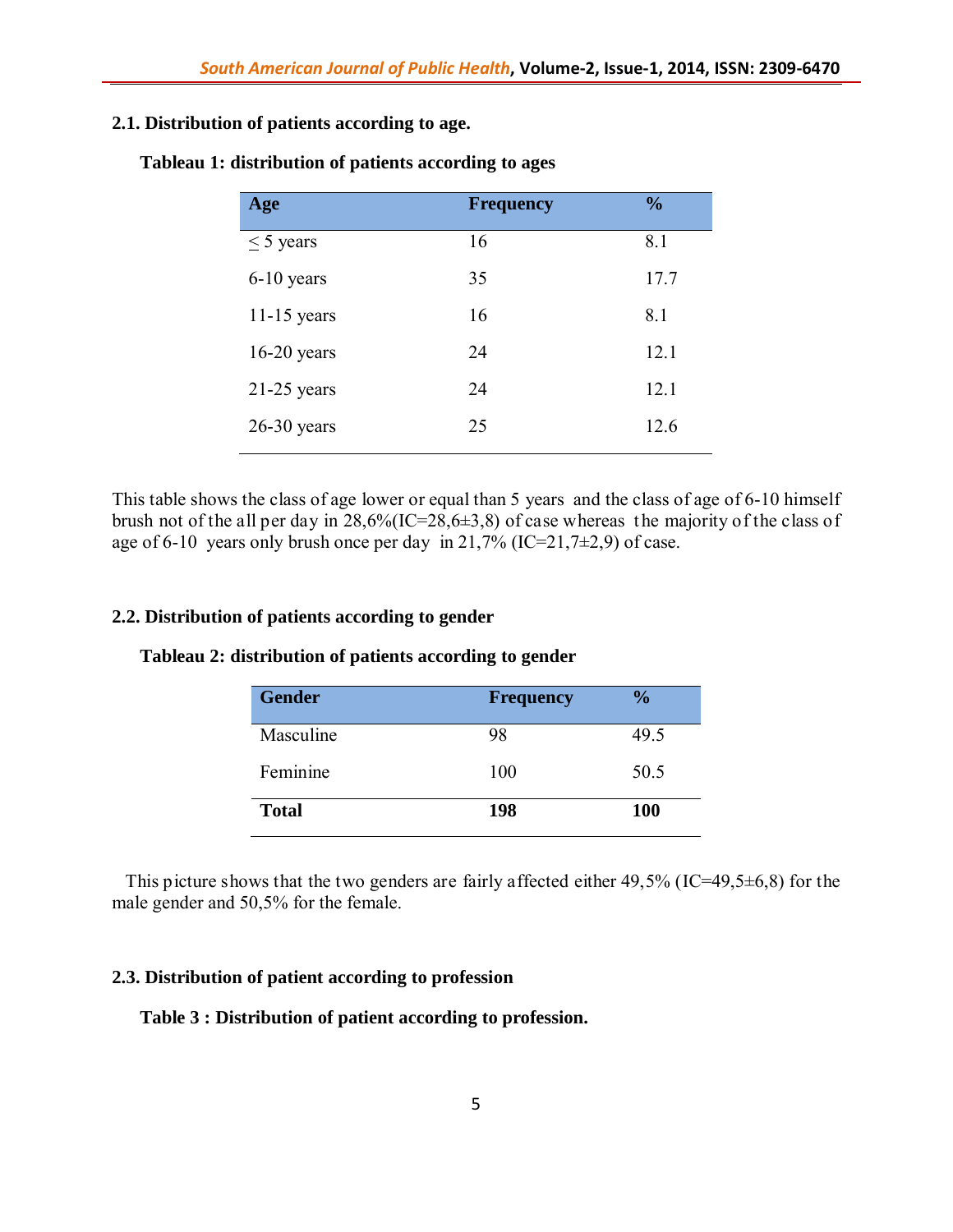### 2.1. Distribution of patients according to age.

**Tableau 1: distribution of patients according to ages**

| Age | Frequency | % |
|---|---|---|
| ≤ 5 years | 16 | 8.1 |
| 6-10 years | 35 | 17.7 |
| 11-15 years | 16 | 8.1 |
| 16-20 years | 24 | 12.1 |
| 21-25 years | 24 | 12.1 |
| 26-30 years | 25 | 12.6 |

This table shows the class of age lower or equal than 5 years and the class of age of 6-10 himself brush not of the all per day in 28,6%(IC=28,6±3,8) of case whereas the majority of the class of age of 6-10 years only brush once per day in 21,7% (IC=21,7±2,9) of case.

### 2.2. Distribution of patients according to gender

**Tableau 2: distribution of patients according to gender**

| Gender | Frequency | % |
|---|---|---|
| Masculine | 98 | 49.5 |
| Feminine | 100 | 50.5 |
| **Total** | **198** | **100** |

This picture shows that the two genders are fairly affected either 49,5% (IC=49,5±6,8) for the male gender and 50,5% for the female.

### 2.3. Distribution of patient according to profession

**Table 3 : Distribution of patient according to profession.**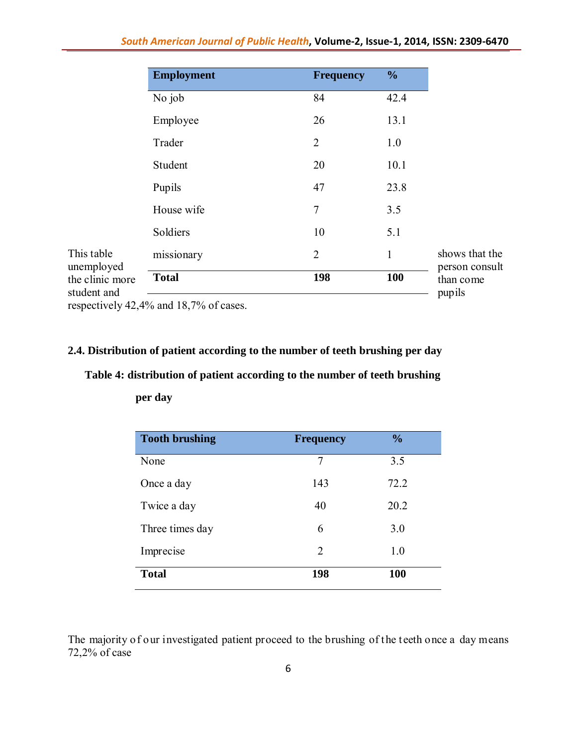| Employment | Frequency | % |
|---|---|---|
| No job | 84 | 42.4 |
| Employee | 26 | 13.1 |
| Trader | 2 | 1.0 |
| Student | 20 | 10.1 |
| Pupils | 47 | 23.8 |
| House wife | 7 | 3.5 |
| Soldiers | 10 | 5.1 |
| missionary | 2 | 1 |
| **Total** | **198** | **100** |

This table shows that the unemployed person consult the clinic more than come student and pupils respectively 42,4% and 18,7% of cases.

### 2.4. Distribution of patient according to the number of teeth brushing per day

**Table 4: distribution of patient according to the number of teeth brushing per day**

| Tooth brushing | Frequency | % |
|---|---|---|
| None | 7 | 3.5 |
| Once a day | 143 | 72.2 |
| Twice a day | 40 | 20.2 |
| Three times day | 6 | 3.0 |
| Imprecise | 2 | 1.0 |
| **Total** | **198** | **100** |

The majority of our investigated patient proceed to the brushing of the teeth once a day means 72,2% of case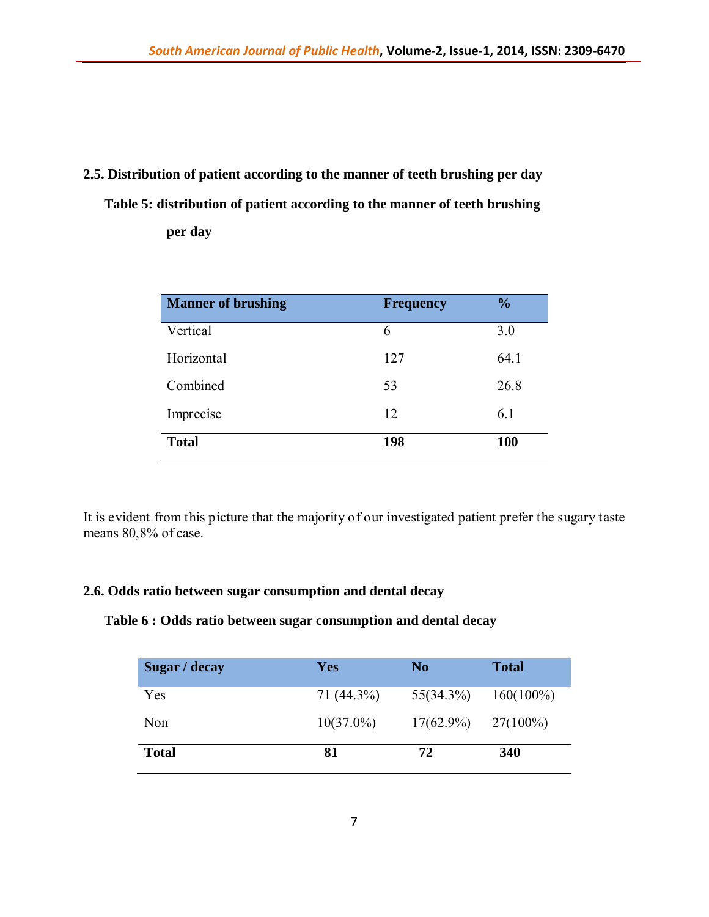### 2.5. Distribution of patient according to the manner of teeth brushing per day

**Table 5: distribution of patient according to the manner of teeth brushing per day**

| Manner of brushing | Frequency | % |
|---|---|---|
| Vertical | 6 | 3.0 |
| Horizontal | 127 | 64.1 |
| Combined | 53 | 26.8 |
| Imprecise | 12 | 6.1 |
| **Total** | **198** | **100** |

It is evident from this picture that the majority of our investigated patient prefer the sugary taste means 80,8% of case.

### 2.6. Odds ratio between sugar consumption and dental decay

**Table 6 : Odds ratio between sugar consumption and dental decay**

| Sugar / decay | Yes | No | Total |
|---|---|---|---|
| Yes | 71 (44.3%) | 55(34.3%) | 160(100%) |
| Non | 10(37.0%) | 17(62.9%) | 27(100%) |
| **Total** | **81** | **72** | **340** |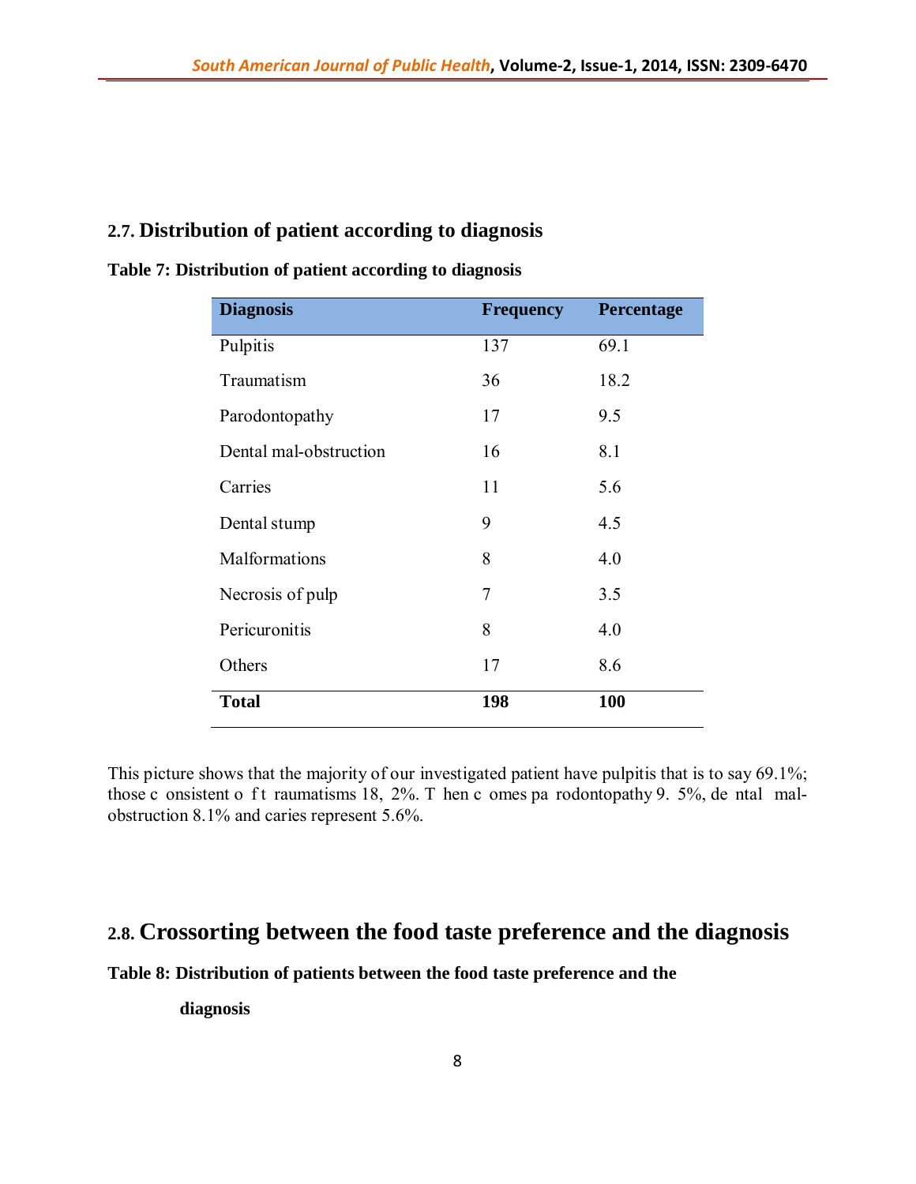## 2.7. Distribution of patient according to diagnosis

**Table 7: Distribution of patient according to diagnosis**

| Diagnosis | Frequency | Percentage |
|---|---|---|
| Pulpitis | 137 | 69.1 |
| Traumatism | 36 | 18.2 |
| Parodontopathy | 17 | 9.5 |
| Dental mal-obstruction | 16 | 8.1 |
| Carries | 11 | 5.6 |
| Dental stump | 9 | 4.5 |
| Malformations | 8 | 4.0 |
| Necrosis of pulp | 7 | 3.5 |
| Pericuronitis | 8 | 4.0 |
| Others | 17 | 8.6 |
| **Total** | **198** | **100** |

This picture shows that the majority of our investigated patient have pulpitis that is to say 69.1%; those c onsistent o f t raumatisms 18, 2%. T hen c omes pa rodontopathy 9. 5%, de ntal mal-obstruction 8.1% and caries represent 5.6%.

## 2.8. Crossorting between the food taste preference and the diagnosis

**Table 8: Distribution of patients between the food taste preference and the diagnosis**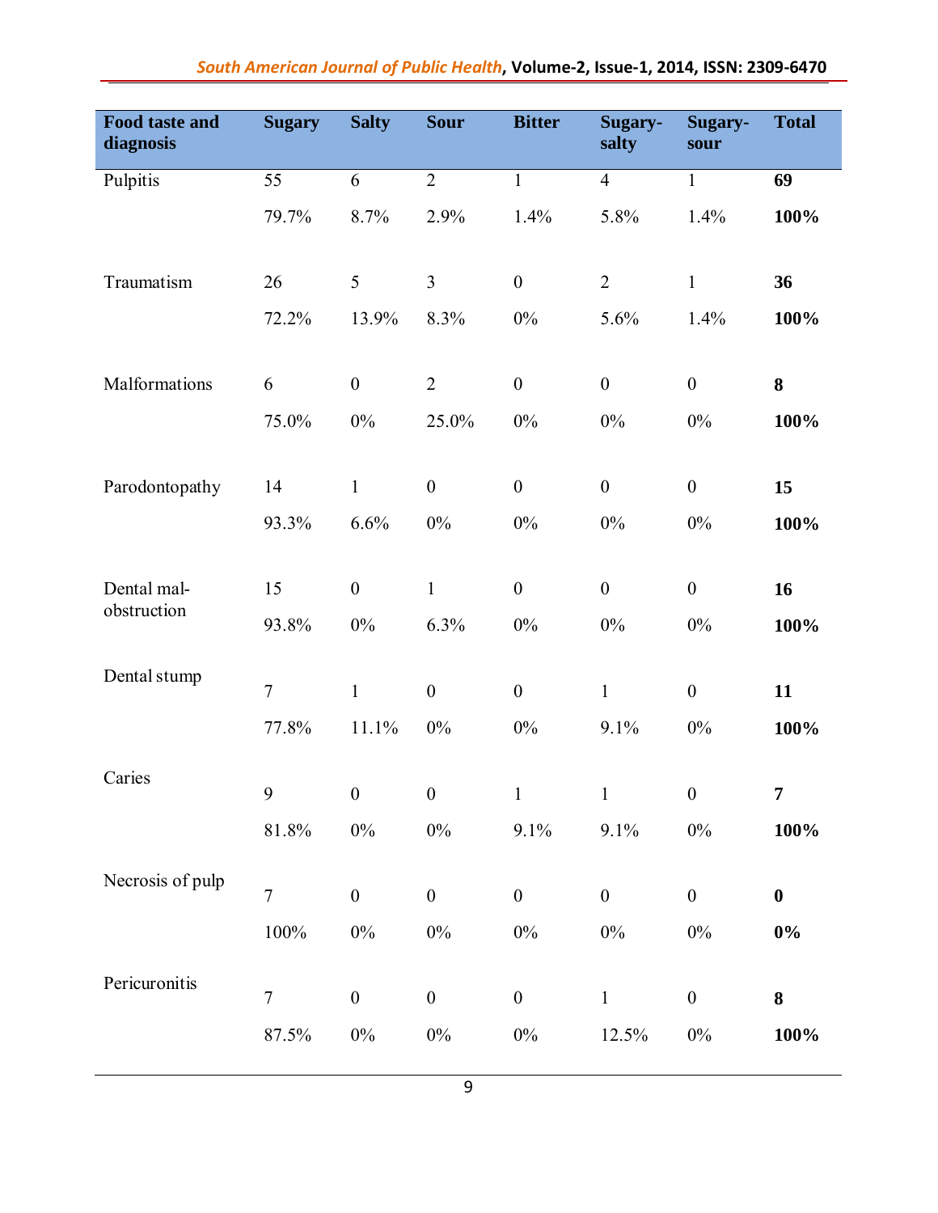| Food taste and diagnosis | Sugary | Salty | Sour | Bitter | Sugary-salty | Sugary-sour | Total |
|---|---|---|---|---|---|---|---|
| Pulpitis | 55 | 6 | 2 | 1 | 4 | 1 | **69** |
| | 79.7% | 8.7% | 2.9% | 1.4% | 5.8% | 1.4% | **100%** |
| Traumatism | 26 | 5 | 3 | 0 | 2 | 1 | **36** |
| | 72.2% | 13.9% | 8.3% | 0% | 5.6% | 1.4% | **100%** |
| Malformations | 6 | 0 | 2 | 0 | 0 | 0 | **8** |
| | 75.0% | 0% | 25.0% | 0% | 0% | 0% | **100%** |
| Parodontopathy | 14 | 1 | 0 | 0 | 0 | 0 | **15** |
| | 93.3% | 6.6% | 0% | 0% | 0% | 0% | **100%** |
| Dental mal-obstruction | 15 | 0 | 1 | 0 | 0 | 0 | **16** |
| | 93.8% | 0% | 6.3% | 0% | 0% | 0% | **100%** |
| Dental stump | 7 | 1 | 0 | 0 | 1 | 0 | **11** |
| | 77.8% | 11.1% | 0% | 0% | 9.1% | 0% | **100%** |
| Caries | 9 | 0 | 0 | 1 | 1 | 0 | **7** |
| | 81.8% | 0% | 0% | 9.1% | 9.1% | 0% | **100%** |
| Necrosis of pulp | 7 | 0 | 0 | 0 | 0 | 0 | **0** |
| | 100% | 0% | 0% | 0% | 0% | 0% | **0%** |
| Pericuronitis | 7 | 0 | 0 | 0 | 1 | 0 | **8** |
| | 87.5% | 0% | 0% | 0% | 12.5% | 0% | **100%** |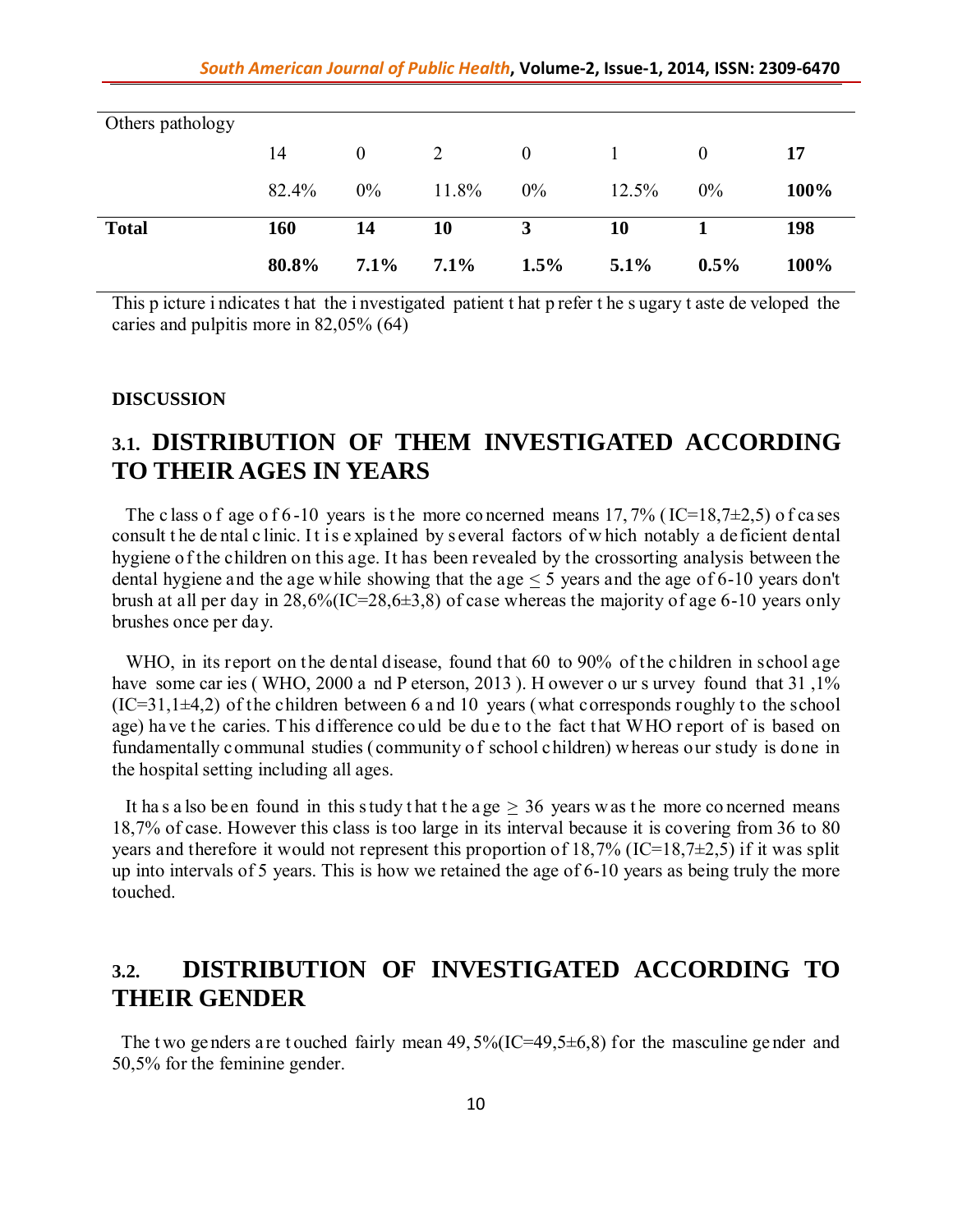| Others pathology | | | | | | | |
|---|---|---|---|---|---|---|---|
| | 14 | 0 | 2 | 0 | 1 | 0 | **17** |
| | 82.4% | 0% | 11.8% | 0% | 12.5% | 0% | **100%** |
| **Total** | **160** | **14** | **10** | **3** | **10** | **1** | **198** |
| | **80.8%** | **7.1%** | **7.1%** | **1.5%** | **5.1%** | **0.5%** | **100%** |

This picture indicates that the investigated patient that prefer the sugary taste developed the caries and pulpitis more in 82,05% (64)

**DISCUSSION**

## 3.1. DISTRIBUTION OF THEM INVESTIGATED ACCORDING TO THEIR AGES IN YEARS

The class of age of 6-10 years is the more concerned means 17, 7% (IC=18,7±2,5) of cases consult the dental clinic. It is explained by several factors of which notably a deficient dental hygiene of the children on this age. It has been revealed by the crossorting analysis between the dental hygiene and the age while showing that the age ≤ 5 years and the age of 6-10 years don't brush at all per day in 28,6%(IC=28,6±3,8) of case whereas the majority of age 6-10 years only brushes once per day.

WHO, in its report on the dental disease, found that 60 to 90% of the children in school age have some caries (WHO, 2000 and Peterson, 2013). However our survey found that 31 ,1% (IC=31,1±4,2) of the children between 6 and 10 years (what corresponds roughly to the school age) have the caries. This difference could be due to the fact that WHO report of is based on fundamentally communal studies (community of school children) whereas our study is done in the hospital setting including all ages.

It has also been found in this study that the age ≥ 36 years was the more concerned means 18,7% of case. However this class is too large in its interval because it is covering from 36 to 80 years and therefore it would not represent this proportion of 18,7% (IC=18,7±2,5) if it was split up into intervals of 5 years. This is how we retained the age of 6-10 years as being truly the more touched.

## 3.2. DISTRIBUTION OF INVESTIGATED ACCORDING TO THEIR GENDER

The two genders are touched fairly mean 49, 5%(IC=49,5±6,8) for the masculine gender and 50,5% for the feminine gender.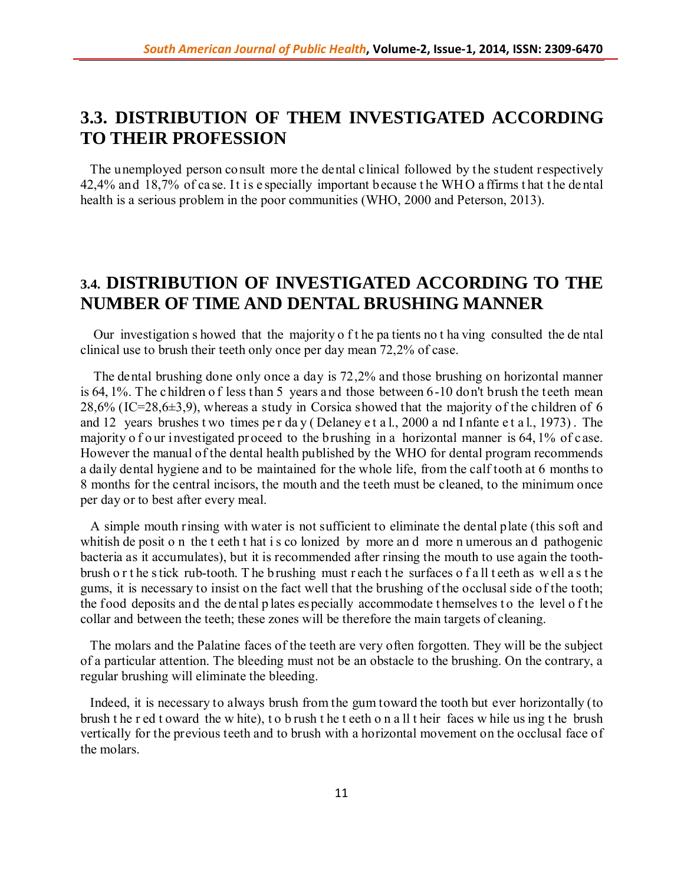## 3.3. DISTRIBUTION OF THEM INVESTIGATED ACCORDING TO THEIR PROFESSION

The unemployed person consult more the dental clinical followed by the student respectively 42,4% and 18,7% of case. It is especially important because the WHO affirms that the dental health is a serious problem in the poor communities (WHO, 2000 and Peterson, 2013).

## 3.4. DISTRIBUTION OF INVESTIGATED ACCORDING TO THE NUMBER OF TIME AND DENTAL BRUSHING MANNER

Our investigation showed that the majority of the patients not having consulted the dental clinical use to brush their teeth only once per day mean 72,2% of case.

The dental brushing done only once a day is 72,2% and those brushing on horizontal manner is 64, 1%. The children of less than 5 years and those between 6-10 don't brush the teeth mean 28,6% (IC=28,6±3,9), whereas a study in Corsica showed that the majority of the children of 6 and 12 years brushes two times per day (Delaney et al., 2000 and Infante et al., 1973). The majority of our investigated proceed to the brushing in a horizontal manner is 64, 1% of case. However the manual of the dental health published by the WHO for dental program recommends a daily dental hygiene and to be maintained for the whole life, from the calf tooth at 6 months to 8 months for the central incisors, the mouth and the teeth must be cleaned, to the minimum once per day or to best after every meal.

A simple mouth rinsing with water is not sufficient to eliminate the dental plate (this soft and whitish deposit on the teeth that is colonized by more and more numerous and pathogenic bacteria as it accumulates), but it is recommended after rinsing the mouth to use again the tooth-brush or the stick rub-tooth. The brushing must reach the surfaces of all teeth as well as the gums, it is necessary to insist on the fact well that the brushing of the occlusal side of the tooth; the food deposits and the dental plates especially accommodate themselves to the level of the collar and between the teeth; these zones will be therefore the main targets of cleaning.

The molars and the Palatine faces of the teeth are very often forgotten. They will be the subject of a particular attention. The bleeding must not be an obstacle to the brushing. On the contrary, a regular brushing will eliminate the bleeding.

Indeed, it is necessary to always brush from the gum toward the tooth but ever horizontally (to brush the red toward the white), to brush the teeth on all their faces while using the brush vertically for the previous teeth and to brush with a horizontal movement on the occlusal face of the molars.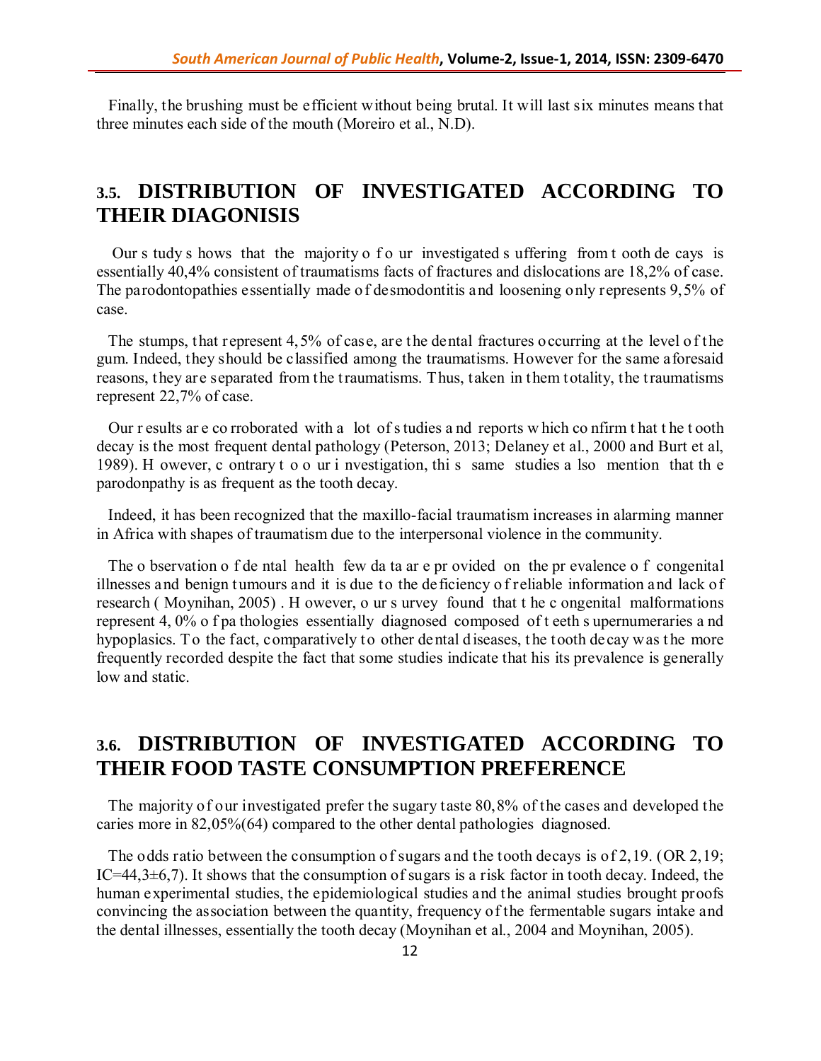Finally, the brushing must be efficient without being brutal. It will last six minutes means that three minutes each side of the mouth (Moreiro et al., N.D).

## 3.5. DISTRIBUTION OF INVESTIGATED ACCORDING TO THEIR DIAGONISIS

Our study shows that the majority of our investigated suffering from tooth decays is essentially 40,4% consistent of traumatisms facts of fractures and dislocations are 18,2% of case. The parodontopathies essentially made of desmodontitis and loosening only represents 9,5% of case.

The stumps, that represent 4,5% of case, are the dental fractures occurring at the level of the gum. Indeed, they should be classified among the traumatisms. However for the same aforesaid reasons, they are separated from the traumatisms. Thus, taken in them totality, the traumatisms represent 22,7% of case.

Our results are corroborated with a lot of studies and reports which confirm that the tooth decay is the most frequent dental pathology (Peterson, 2013; Delaney et al., 2000 and Burt et al, 1989). However, contrary to our investigation, this same studies also mention that the parodonpathy is as frequent as the tooth decay.

Indeed, it has been recognized that the maxillo-facial traumatism increases in alarming manner in Africa with shapes of traumatism due to the interpersonal violence in the community.

The observation of dental health few data are provided on the prevalence of congenital illnesses and benign tumours and it is due to the deficiency of reliable information and lack of research ( Moynihan, 2005) . However, our survey found that the congenital malformations represent 4, 0% of pathologies essentially diagnosed composed of teeth supernumeraries and hypoplasics. To the fact, comparatively to other dental diseases, the tooth decay was the more frequently recorded despite the fact that some studies indicate that his its prevalence is generally low and static.

## 3.6. DISTRIBUTION OF INVESTIGATED ACCORDING TO THEIR FOOD TASTE CONSUMPTION PREFERENCE

The majority of our investigated prefer the sugary taste 80,8% of the cases and developed the caries more in 82,05%(64) compared to the other dental pathologies diagnosed.

The odds ratio between the consumption of sugars and the tooth decays is of 2,19. (OR 2,19; IC=44,3±6,7). It shows that the consumption of sugars is a risk factor in tooth decay. Indeed, the human experimental studies, the epidemiological studies and the animal studies brought proofs convincing the association between the quantity, frequency of the fermentable sugars intake and the dental illnesses, essentially the tooth decay (Moynihan et al., 2004 and Moynihan, 2005).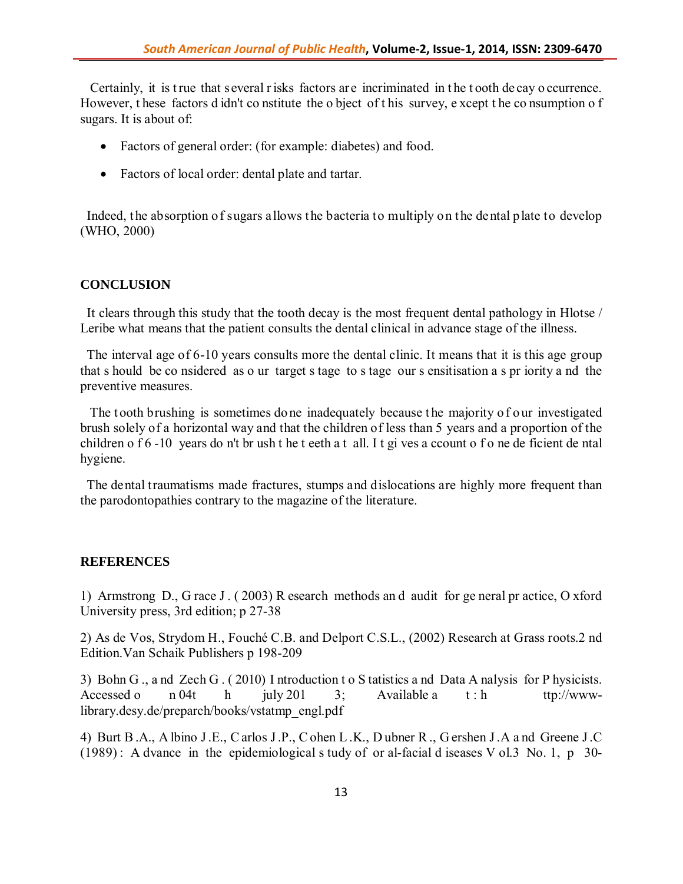Certainly, it is true that several risks factors are incriminated in the tooth decay occurrence. However, these factors didn't constitute the object of this survey, except the consumption of sugars. It is about of:

- Factors of general order: (for example: diabetes) and food.
- Factors of local order: dental plate and tartar.

Indeed, the absorption of sugars allows the bacteria to multiply on the dental plate to develop (WHO, 2000)

## CONCLUSION

It clears through this study that the tooth decay is the most frequent dental pathology in Hlotse / Leribe what means that the patient consults the dental clinical in advance stage of the illness.

The interval age of 6-10 years consults more the dental clinic. It means that it is this age group that should be considered as our target stage to stage our sensitisation as priority and the preventive measures.

The tooth brushing is sometimes done inadequately because the majority of our investigated brush solely of a horizontal way and that the children of less than 5 years and a proportion of the children of 6-10 years don't brush the teeth at all. It gives account of one deficient dental hygiene.

The dental traumatisms made fractures, stumps and dislocations are highly more frequent than the parodontopathies contrary to the magazine of the literature.

## REFERENCES

1) Armstrong D., Grace J. (2003) Research methods and audit for general practice, Oxford University press, 3rd edition; p 27-38

2) As de Vos, Strydom H., Fouché C.B. and Delport C.S.L., (2002) Research at Grass roots.2 nd Edition.Van Schaik Publishers p 198-209

3) Bohn G., and Zech G. (2010) Introduction to Statistics and Data Analysis for Physicists. Accessed on 04th july 2013; Available at: http://www-library.desy.de/preparch/books/vstatmp_engl.pdf

4) Burt B.A., Albino J.E., Carlos J.P., Cohen L.K., Dubner R., Gershen J.A and Greene J.C (1989): Advance in the epidemiological study of oral-facial diseases Vol.3 No. 1, p 30-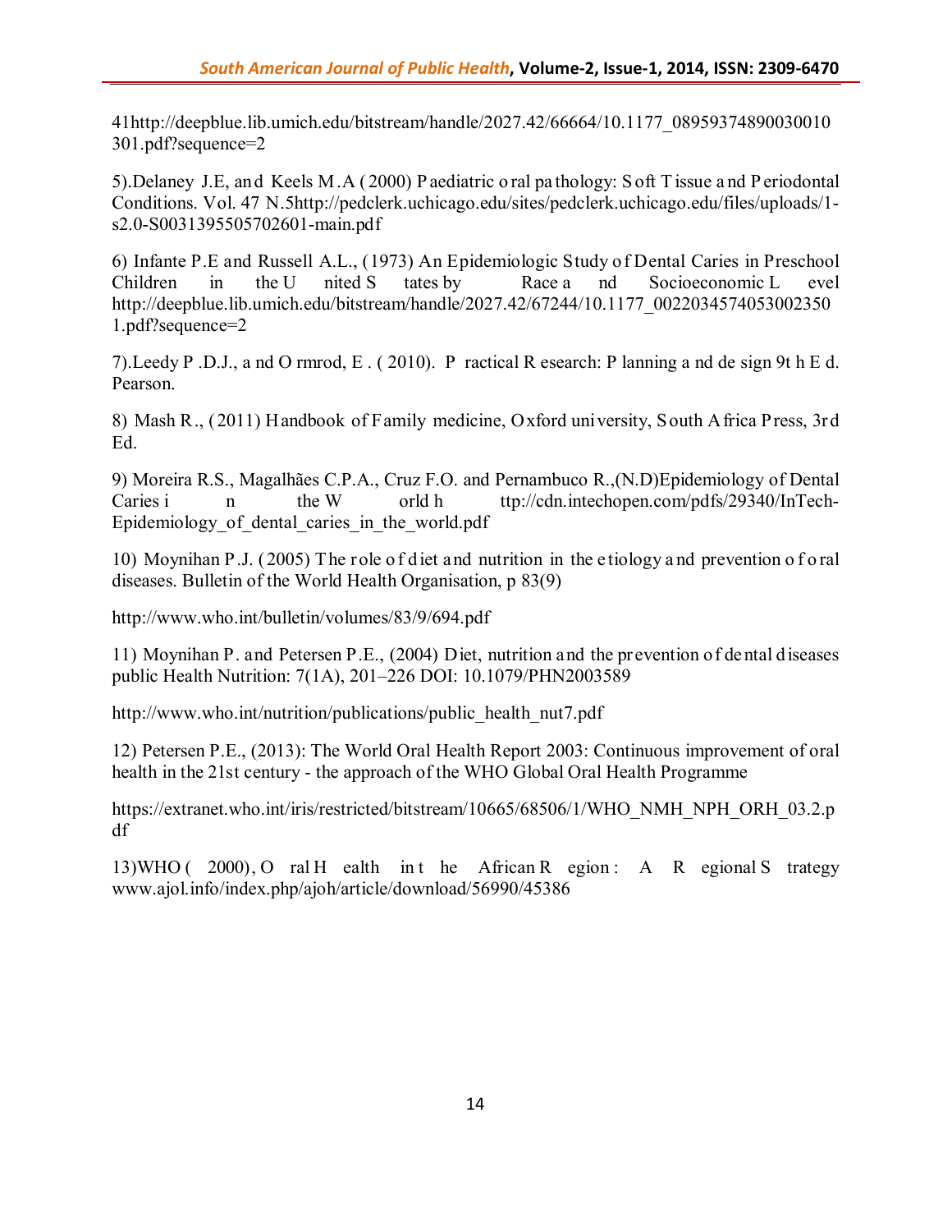41http://deepblue.lib.umich.edu/bitstream/handle/2027.42/66664/10.1177_08959374890030010301.pdf?sequence=2

5).Delaney J.E, and Keels M.A (2000) Paediatric oral pathology: Soft Tissue and Periodontal Conditions. Vol. 47 N.5http://pedclerk.uchicago.edu/sites/pedclerk.uchicago.edu/files/uploads/1-s2.0-S0031395505702601-main.pdf

6) Infante P.E and Russell A.L., (1973) An Epidemiologic Study of Dental Caries in Preschool Children in the United States by Race and Socioeconomic Level http://deepblue.lib.umich.edu/bitstream/handle/2027.42/67244/10.1177_00220345740530023501.pdf?sequence=2

7).Leedy P.D.J., and Ormrod, E. (2010). Practical Research: Planning and design 9th Ed. Pearson.

8) Mash R., (2011) Handbook of Family medicine, Oxford university, South Africa Press, 3rd Ed.

9) Moreira R.S., Magalhães C.P.A., Cruz F.O. and Pernambuco R.,(N.D)Epidemiology of Dental Caries in the World http://cdn.intechopen.com/pdfs/29340/InTech-Epidemiology_of_dental_caries_in_the_world.pdf

10) Moynihan P.J. (2005) The role of diet and nutrition in the etiology and prevention of oral diseases. Bulletin of the World Health Organisation, p 83(9)

http://www.who.int/bulletin/volumes/83/9/694.pdf

11) Moynihan P. and Petersen P.E., (2004) Diet, nutrition and the prevention of dental diseases public Health Nutrition: 7(1A), 201–226 DOI: 10.1079/PHN2003589

http://www.who.int/nutrition/publications/public_health_nut7.pdf

12) Petersen P.E., (2013): The World Oral Health Report 2003: Continuous improvement of oral health in the 21st century - the approach of the WHO Global Oral Health Programme

https://extranet.who.int/iris/restricted/bitstream/10665/68506/1/WHO_NMH_NPH_ORH_03.2.pdf

13)WHO (2000), Oral Health in the African Region: A Regional Strategy www.ajol.info/index.php/ajoh/article/download/56990/45386